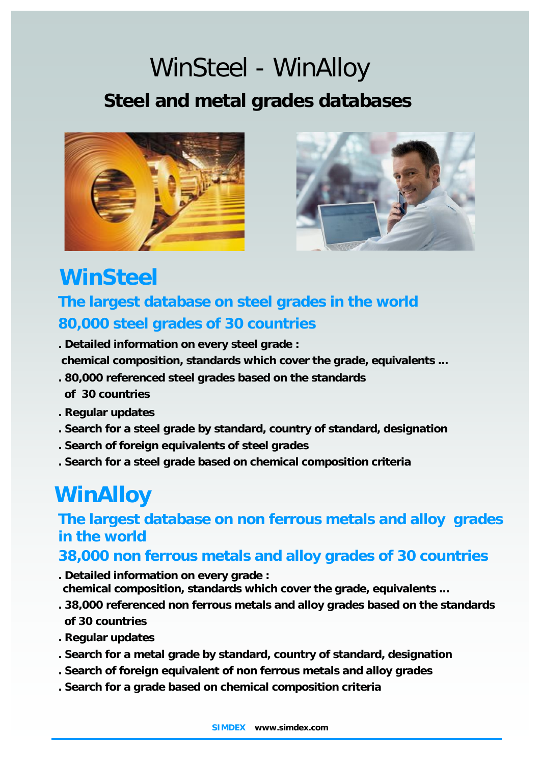# WinSteel - WinAlloy

## Steel and metal grades databases

## WinSteel

### The largest database on steel grades in the world

### 80,000 steel grades of 30 countries

- **Detailed information on every steel grade :**
  **chemical composition, standards which cover the grade, equivalents ...**
- **80,000 referenced steel grades based on the standards of 30 countries**
- **Regular updates**
- **Search for a steel grade by standard, country of standard, designation**
- **Search of foreign equivalents of steel grades**
- **Search for a steel grade based on chemical composition criteria**

## WinAlloy

### The largest database on non ferrous metals and alloy grades in the world

### 38,000 non ferrous metals and alloy grades of 30 countries

- **Detailed information on every grade :**
  **chemical composition, standards which cover the grade, equivalents ...**
- **38,000 referenced non ferrous metals and alloy grades based on the standards of 30 countries**
- **Regular updates**
- **Search for a metal grade by standard, country of standard, designation**
- **Search of foreign equivalent of non ferrous metals and alloy grades**
- **Search for a grade based on chemical composition criteria**

**SIMDEX www.simdex.com**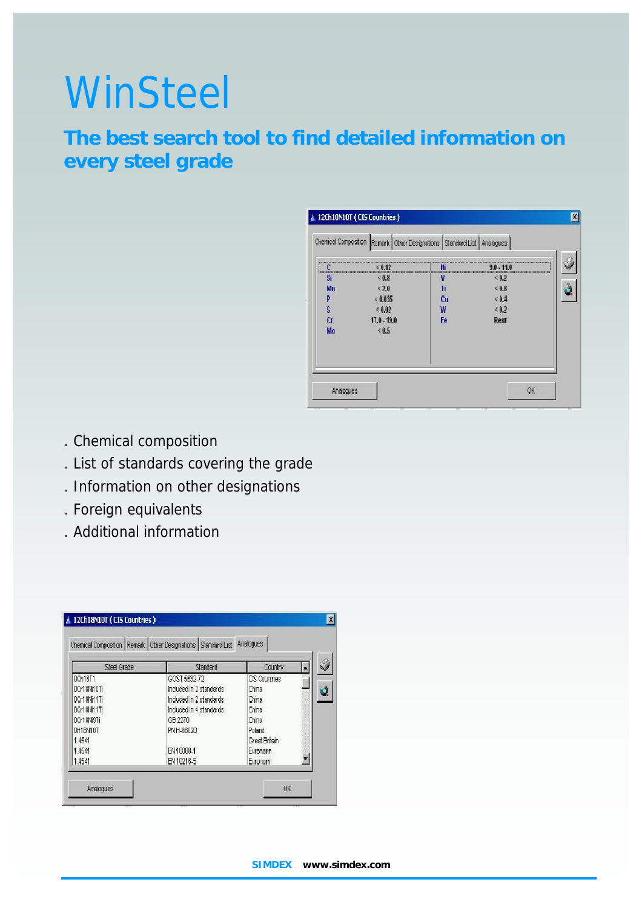# WinSteel

## The best search tool to find detailed information on every steel grade

12Ch18N10T ( CIS Countries )

Chemical Composition | Remark | Other Designations | Standard List | Analogues

| | | | |
|---|---|---|---|
| C | < 0.12 | Ni | 9.0 - 11.0 |
| Si | < 0.8 | V | < 0.2 |
| Mn | < 2.0 | Ti | < 0.8 |
| P | < 0.035 | Cu | < 0.4 |
| S | < 0.02 | W | < 0.2 |
| Cr | 17.0 - 19.0 | Fe | Rest |
| Mo | < 0.5 | | |

Analogues | OK

. Chemical composition

. List of standards covering the grade

. Information on other designations

. Foreign equivalents

. Additional information

12Ch18N10T ( CIS Countries )

Chemical Composition | Remark | Other Designations | Standard List | Analogues

| Steel Grade | Standard | Country |
|---|---|---|
| 0Ch18T1 | GOST 5632-72 | CIS Countries |
| 0Cr18Ni10Ti | Included in 2 standards | China |
| 0Cr18Ni11Ti | Included in 2 standards | China |
| 0Cr18Ni11Ti | Included in 4 standards | China |
| 0Cr18Ni9Ti | GB 2270 | China |
| 0H18N10T | PN H-86020 | Poland |
| 1.4541 | | Great Britain |
| 1.4541 | EN 10088-1 | Euronorm |
| 1.4541 | EN 10216-5 | Euronorm |

Analogues | OK

SIMDEX www.simdex.com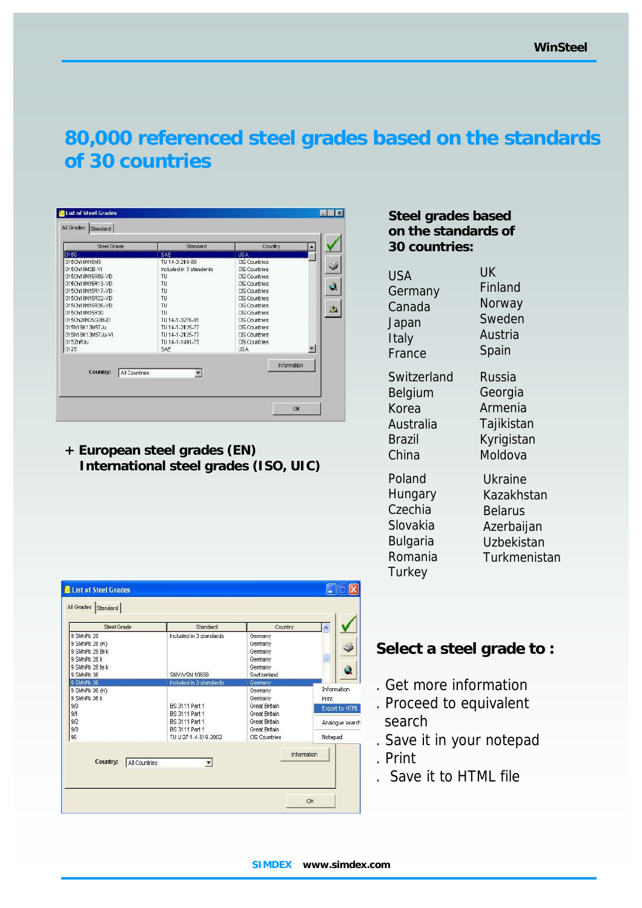# 80,000 referenced steel grades based on the standards of 30 countries

**Steel grades based on the standards of 30 countries:**

USA
Germany
Canada
Japan
Italy
France

UK
Finland
Norway
Sweden
Austria
Spain

Switzerland
Belgium
Korea
Australia
Brazil
China

Russia
Georgia
Armenia
Tajikistan
Kyrigistan
Moldova

Poland
Hungary
Czechia
Slovakia
Bulgaria
Romania
Turkey

Ukraine
Kazakhstan
Belarus
Azerbaijan
Uzbekistan
Turkmenistan

**+ European steel grades (EN)**
**International steel grades (ISO, UIC)**

## Select a steel grade to :

. Get more information
. Proceed to equivalent search
. Save it in your notepad
. Print
. Save it to HTML file

**SIMDEX www.simdex.com**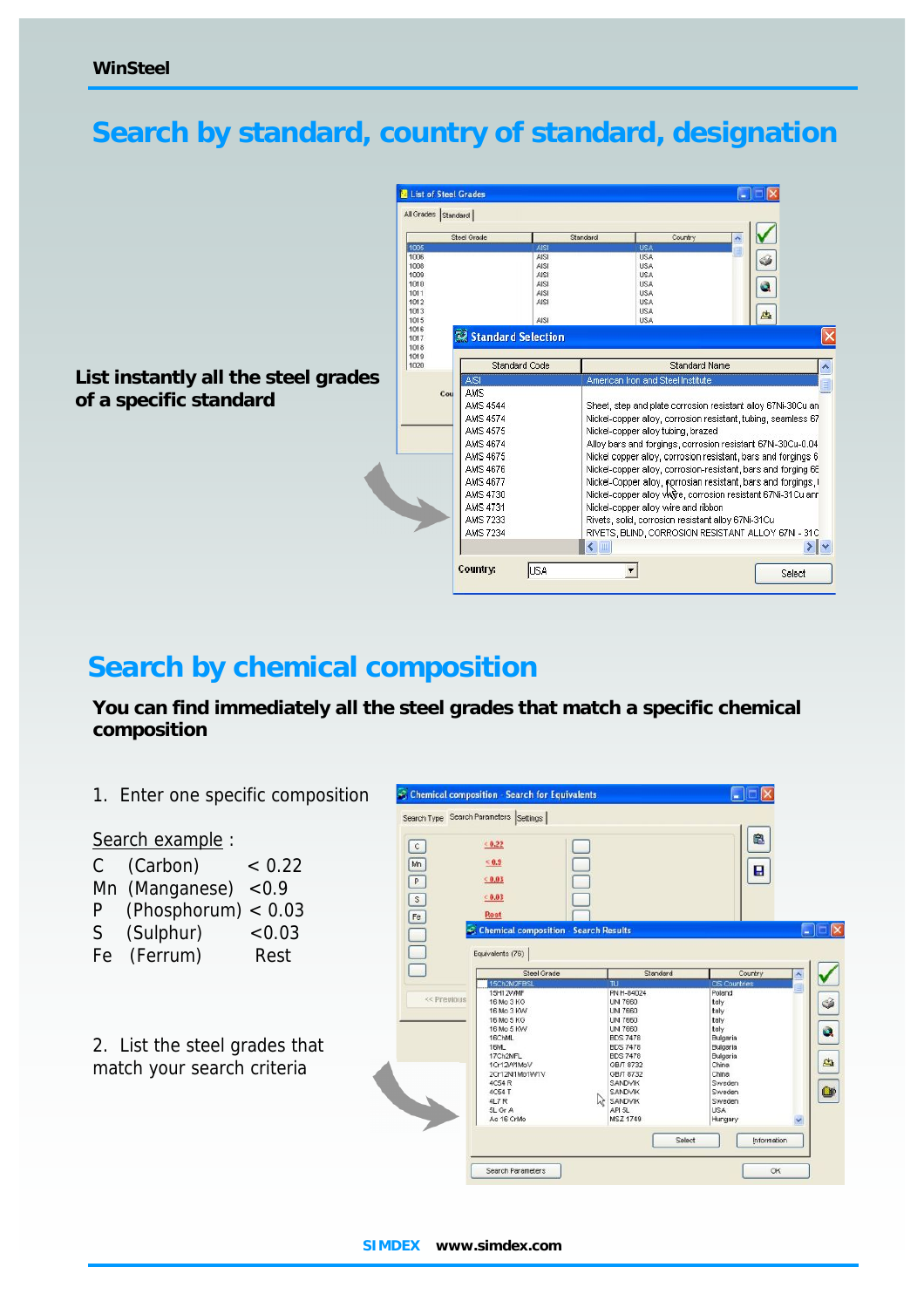# Search by standard, country of standard, designation

**List instantly all the steel grades of a specific standard**

# Search by chemical composition

**You can find immediately all the steel grades that match a specific chemical composition**

1. Enter one specific composition

Search example :

| | | |
|---|---|---|
| C | (Carbon) | < 0.22 |
| Mn | (Manganese) | <0.9 |
| P | (Phosphorum) | < 0.03 |
| S | (Sulphur) | <0.03 |
| Fe | (Ferrum) | Rest |

2. List the steel grades that match your search criteria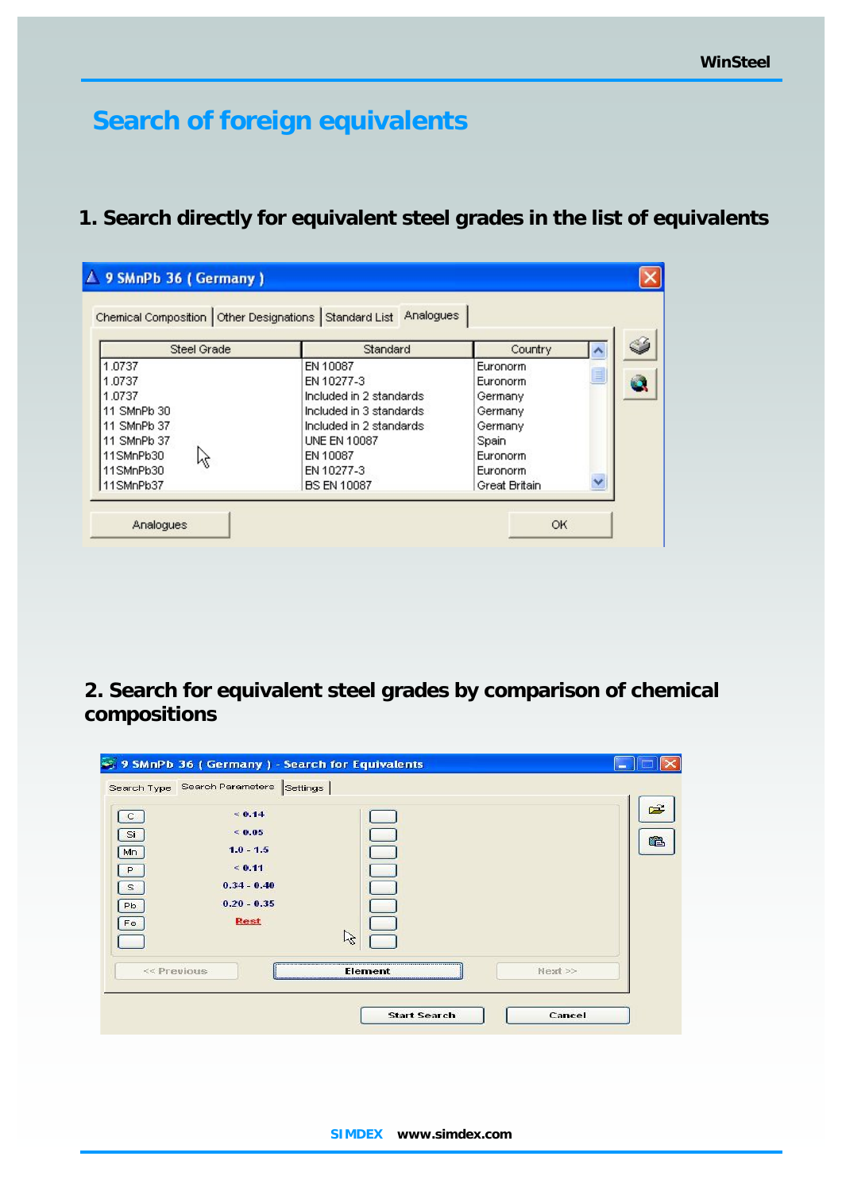# Search of foreign equivalents

## 1. Search directly for equivalent steel grades in the list of equivalents

9 SMnPb 36 ( Germany )

Chemical Composition | Other Designations | Standard List | Analogues

| Steel Grade | Standard | Country |
|---|---|---|
| 1.0737 | EN 10087 | Euronorm |
| 1.0737 | EN 10277-3 | Euronorm |
| 1.0737 | Included in 2 standards | Germany |
| 11 SMnPb 30 | Included in 3 standards | Germany |
| 11 SMnPb 37 | Included in 2 standards | Germany |
| 11 SMnPb 37 | UNE EN 10087 | Spain |
| 11SMnPb30 | EN 10087 | Euronorm |
| 11SMnPb30 | EN 10277-3 | Euronorm |
| 11SMnPb37 | BS EN 10087 | Great Britain |

Analogues | OK

## 2. Search for equivalent steel grades by comparison of chemical compositions

9 SMnPb 36 ( Germany ) - Search for Equivalents

Search Type | Search Parameters | Settings

| Element | Value |
|---|---|
| C | < 0.14 |
| Si | < 0.05 |
| Mn | 1.0 - 1.5 |
| P | < 0.11 |
| S | 0.34 - 0.40 |
| Pb | 0.20 - 0.35 |
| Fe | Rest |

<< Previous | Element | Next >>

Start Search | Cancel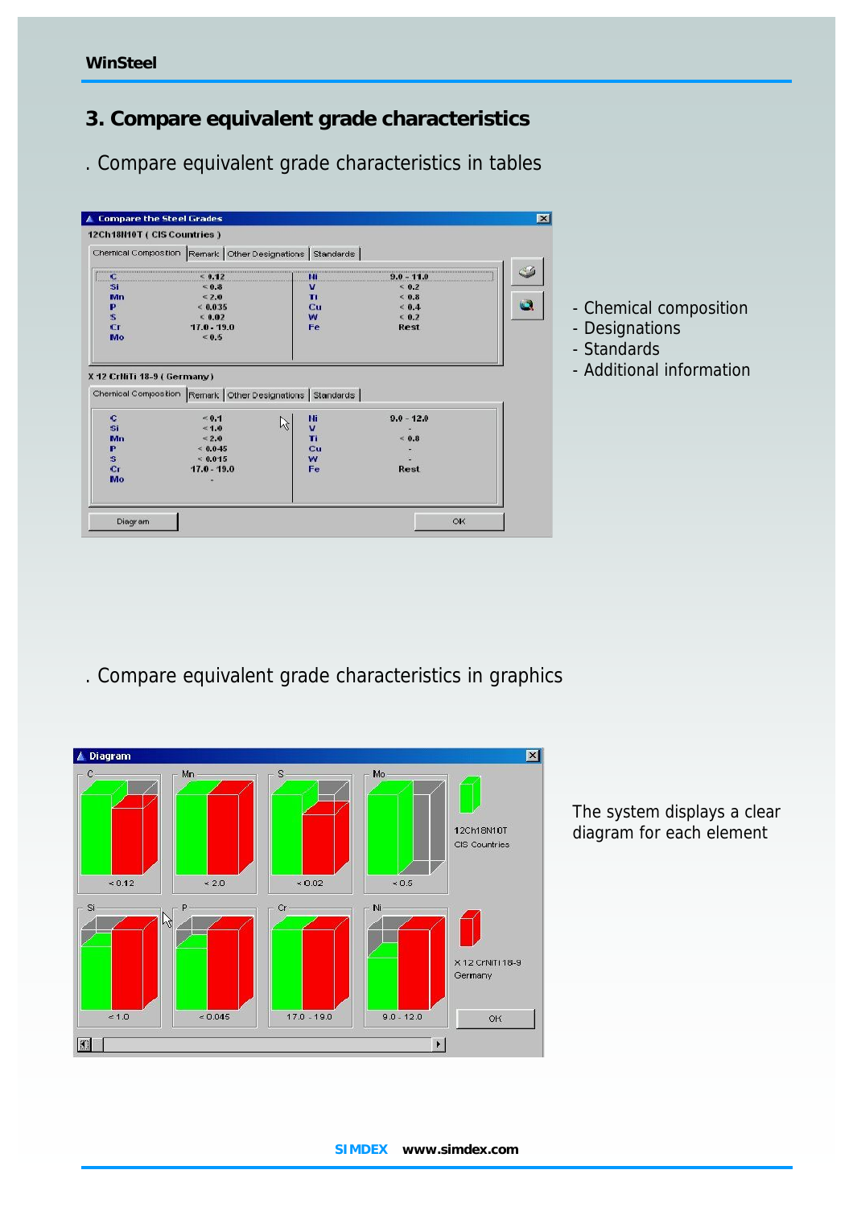## 3. Compare equivalent grade characteristics

. Compare equivalent grade characteristics in tables

- Chemical composition
- Designations
- Standards
- Additional information

. Compare equivalent grade characteristics in graphics

The system displays a clear diagram for each element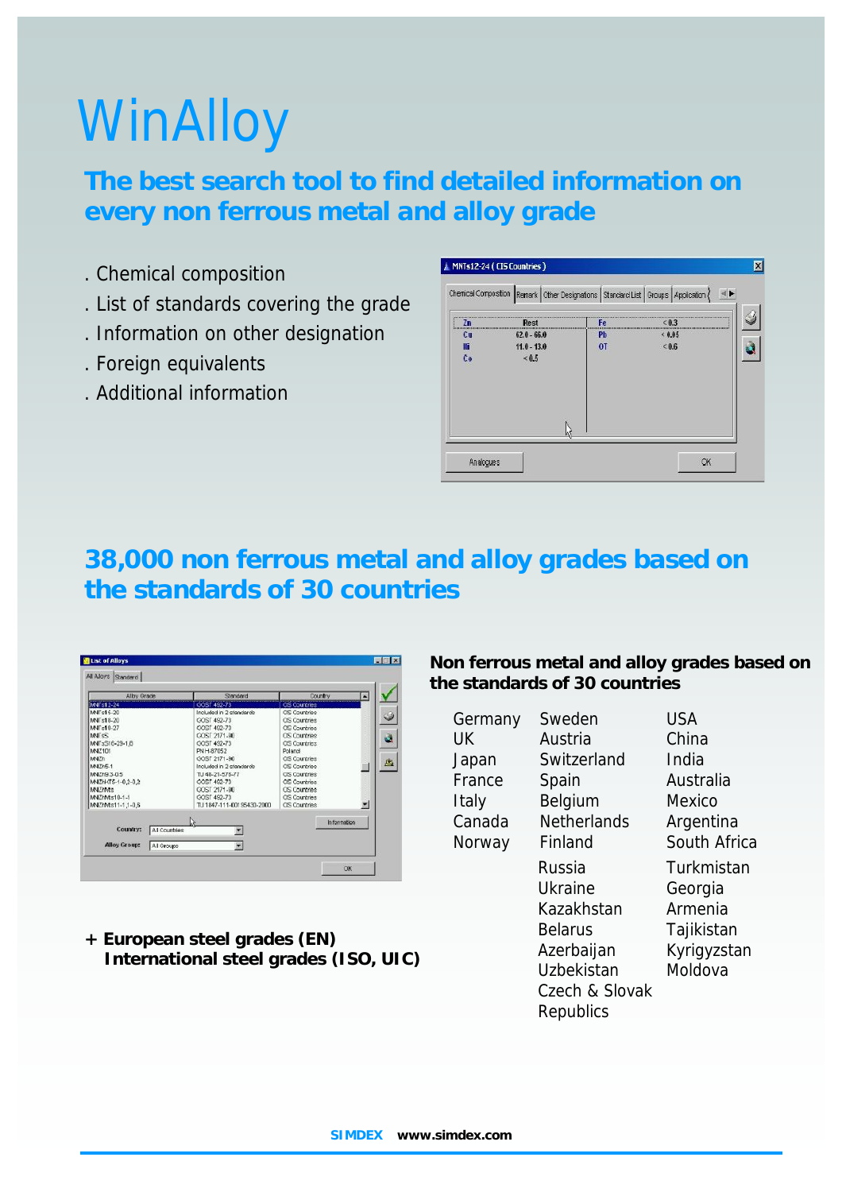# WinAlloy

## The best search tool to find detailed information on every non ferrous metal and alloy grade

. Chemical composition
. List of standards covering the grade
. Information on other designation
. Foreign equivalents
. Additional information

## 38,000 non ferrous metal and alloy grades based on the standards of 30 countries

**Non ferrous metal and alloy grades based on the standards of 30 countries**

| | | |
|---|---|---|
| Germany | Sweden | USA |
| UK | Austria | China |
| Japan | Switzerland | India |
| France | Spain | Australia |
| Italy | Belgium | Mexico |
| Canada | Netherlands | Argentina |
| Norway | Finland | South Africa |
| | Russia | Turkmenistan |
| | Ukraine | Georgia |
| | Kazakhstan | Armenia |
| | Belarus | Tajikistan |
| | Azerbaijan | Kyrigyzstan |
| | Uzbekistan | Moldova |
| | Czech & Slovak Republics | |

**+ European steel grades (EN)**
**International steel grades (ISO, UIC)**

**SIMDEX www.simdex.com**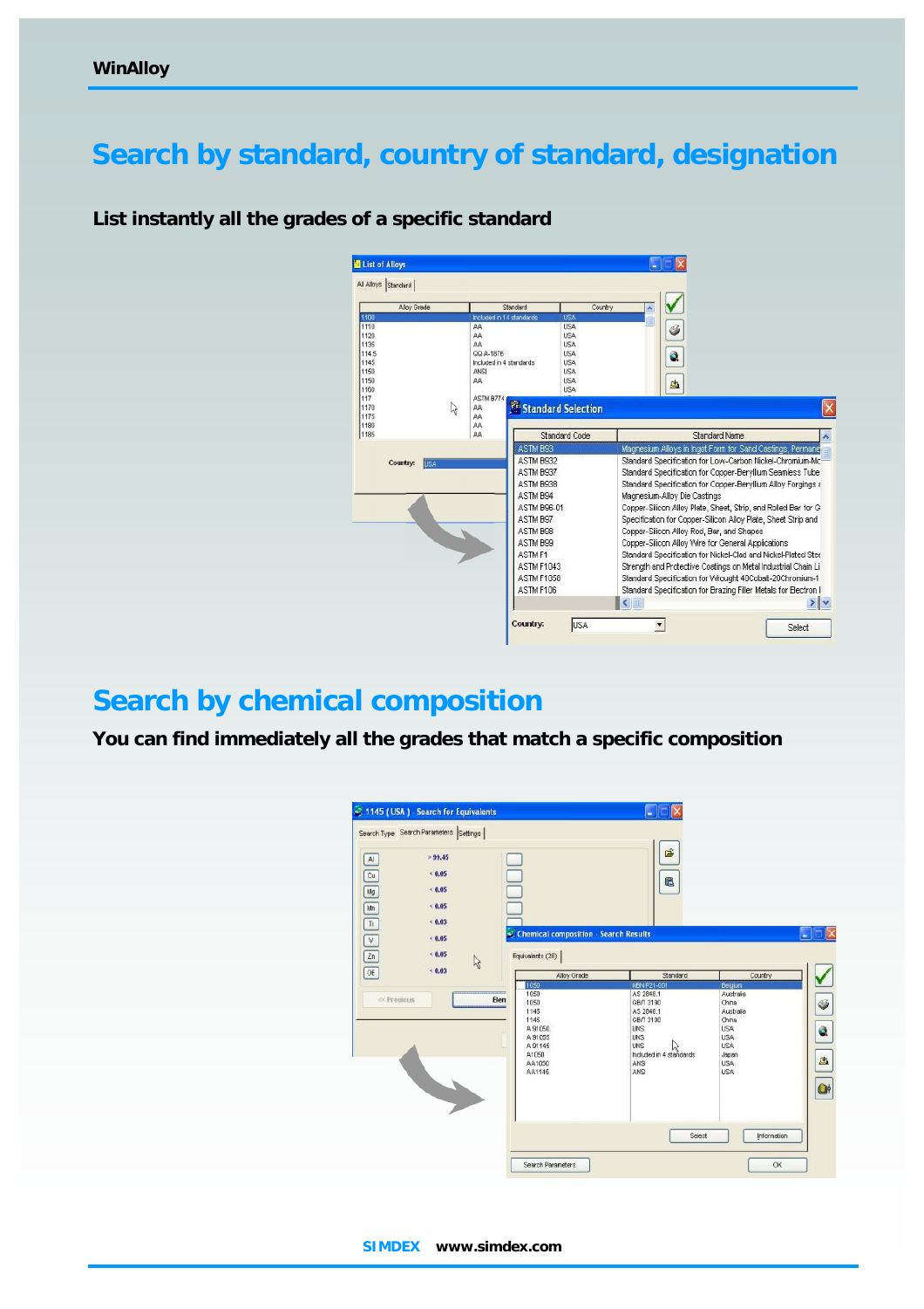# Search by standard, country of standard, designation

**List instantly all the grades of a specific standard**

# Search by chemical composition

**You can find immediately all the grades that match a specific composition**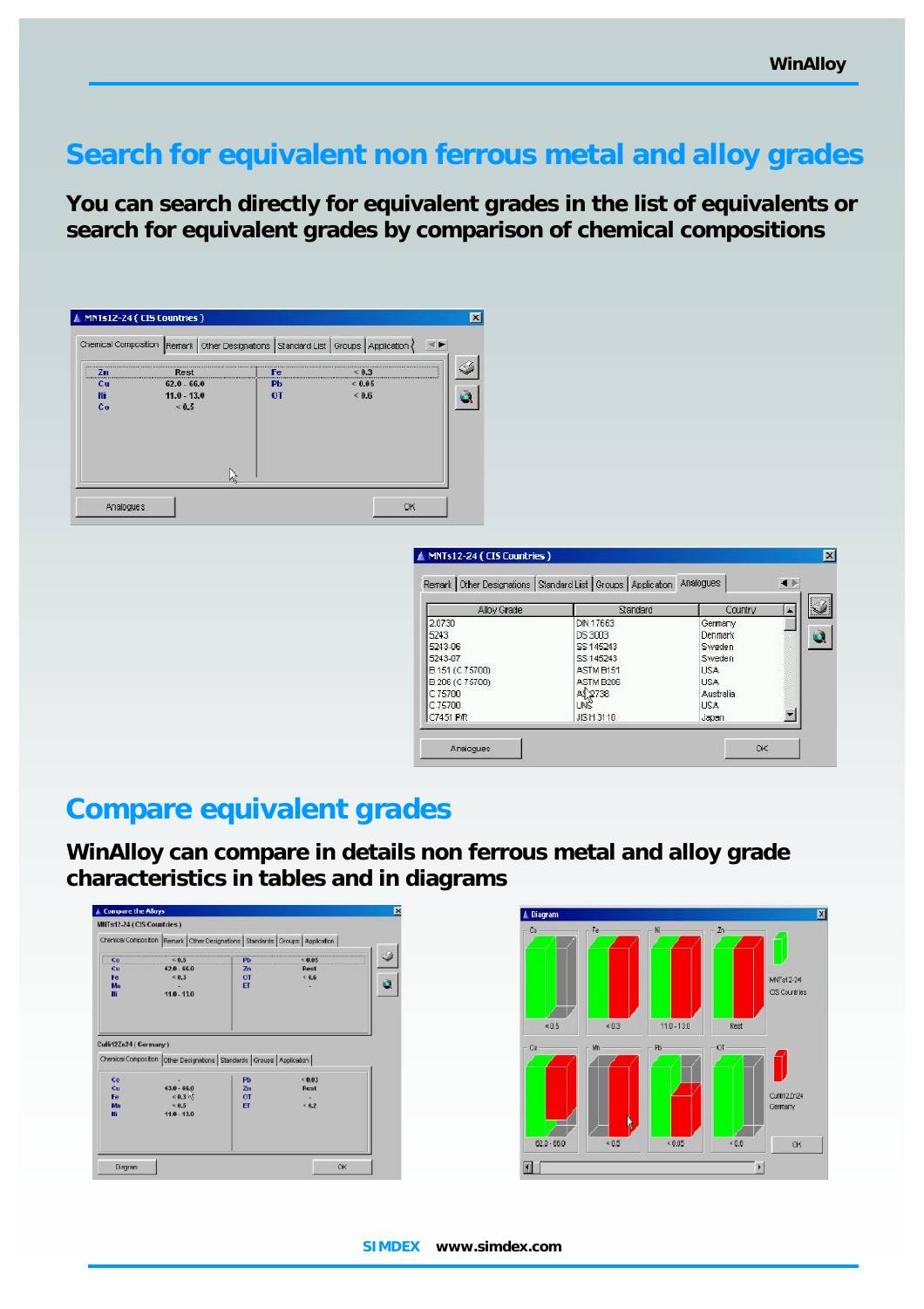# Search for equivalent non ferrous metal and alloy grades

**You can search directly for equivalent grades in the list of equivalents or search for equivalent grades by comparison of chemical compositions**

# Compare equivalent grades

**WinAlloy can compare in details non ferrous metal and alloy grade characteristics in tables and in diagrams**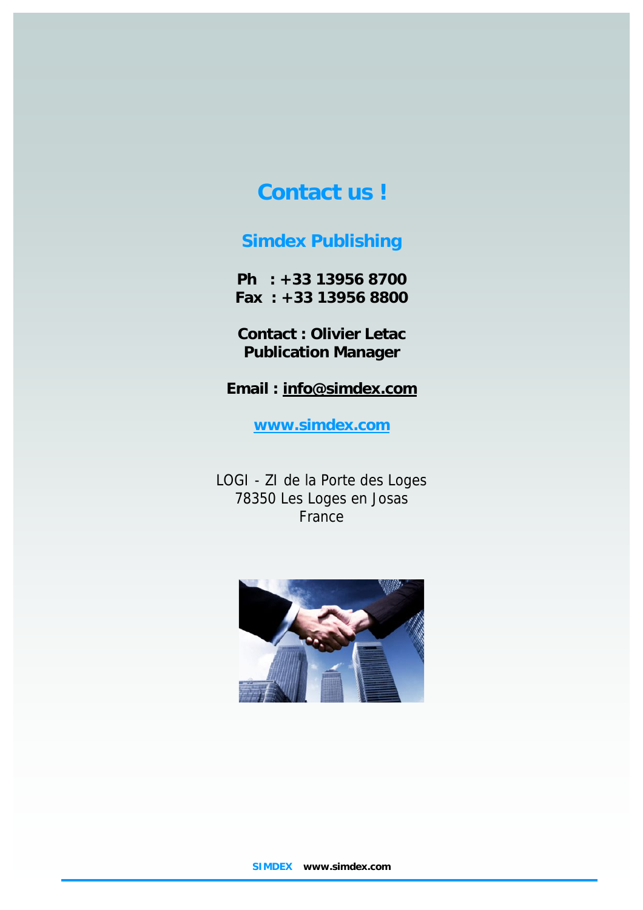# Contact us !

## Simdex Publishing

**Ph : +33 13956 8700**
**Fax : +33 13956 8800**

**Contact : Olivier Letac**
**Publication Manager**

**Email : info@simdex.com**

**www.simdex.com**

LOGI - ZI de la Porte des Loges
78350 Les Loges en Josas
France